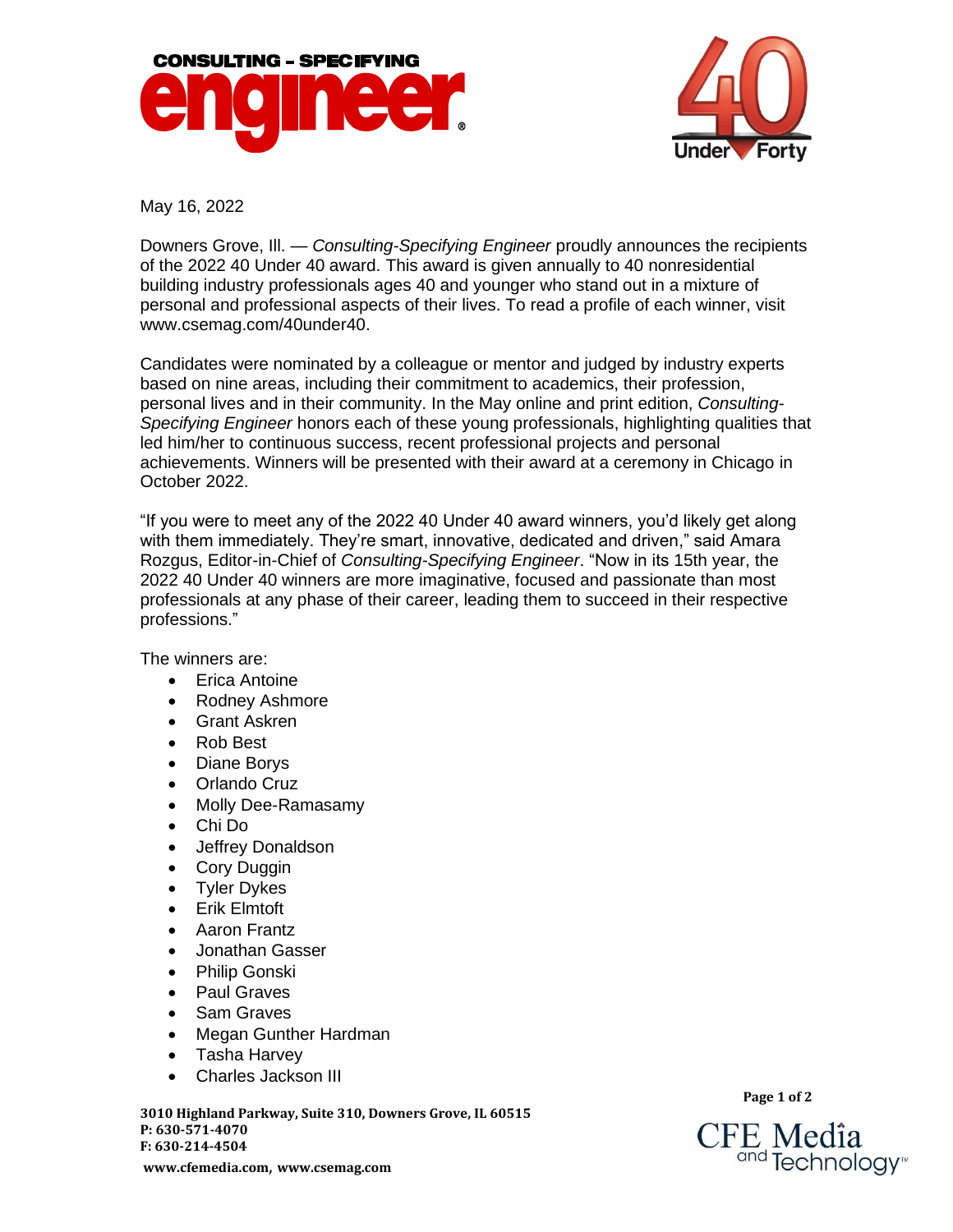May 16, 2022

Downers Grove, Ill. — *Consulting-Specifying Engineer* proudly announces the recipients of the 2022 40 Under 40 award. This award is given annually to 40 nonresidential building industry professionals ages 40 and younger who stand out in a mixture of personal and professional aspects of their lives. To read a profile of each winner, visit www.csemag.com/40under40.

Candidates were nominated by a colleague or mentor and judged by industry experts based on nine areas, including their commitment to academics, their profession, personal lives and in their community. In the May online and print edition, *Consulting-Specifying Engineer* honors each of these young professionals, highlighting qualities that led him/her to continuous success, recent professional projects and personal achievements. Winners will be presented with their award at a ceremony in Chicago in October 2022.

"If you were to meet any of the 2022 40 Under 40 award winners, you'd likely get along with them immediately. They're smart, innovative, dedicated and driven," said Amara Rozgus, Editor-in-Chief of *Consulting-Specifying Engineer*. "Now in its 15th year, the 2022 40 Under 40 winners are more imaginative, focused and passionate than most professionals at any phase of their career, leading them to succeed in their respective professions."

The winners are:

- Erica Antoine
- Rodney Ashmore
- Grant Askren
- Rob Best
- Diane Borys
- Orlando Cruz
- Molly Dee-Ramasamy
- Chi Do
- Jeffrey Donaldson
- Cory Duggin
- Tyler Dykes
- Erik Elmtoft
- Aaron Frantz
- Jonathan Gasser
- Philip Gonski
- Paul Graves
- Sam Graves
- Megan Gunther Hardman
- Tasha Harvey
- Charles Jackson III

**3010 Highland Parkway, Suite 310, Downers Grove, IL 60515**
**P: 630-571-4070**
**F: 630-214-4504**
**www.cfemedia.com, www.csemag.com**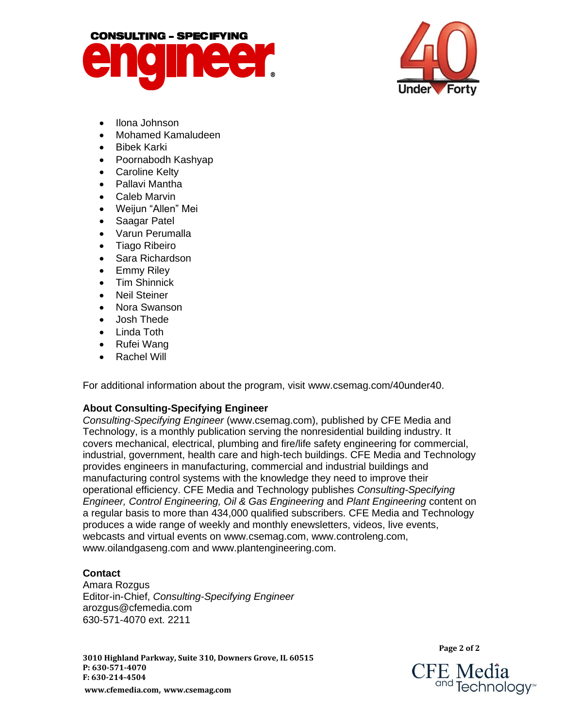- Ilona Johnson
- Mohamed Kamaludeen
- Bibek Karki
- Poornabodh Kashyap
- Caroline Kelty
- Pallavi Mantha
- Caleb Marvin
- Weijun “Allen” Mei
- Saagar Patel
- Varun Perumalla
- Tiago Ribeiro
- Sara Richardson
- Emmy Riley
- Tim Shinnick
- Neil Steiner
- Nora Swanson
- Josh Thede
- Linda Toth
- Rufei Wang
- Rachel Will

For additional information about the program, visit www.csemag.com/40under40.

**About Consulting-Specifying Engineer**

*Consulting-Specifying Engineer* (www.csemag.com), published by CFE Media and Technology, is a monthly publication serving the nonresidential building industry. It covers mechanical, electrical, plumbing and fire/life safety engineering for commercial, industrial, government, health care and high-tech buildings. CFE Media and Technology provides engineers in manufacturing, commercial and industrial buildings and manufacturing control systems with the knowledge they need to improve their operational efficiency. CFE Media and Technology publishes *Consulting-Specifying Engineer, Control Engineering, Oil & Gas Engineering* and *Plant Engineering* content on a regular basis to more than 434,000 qualified subscribers. CFE Media and Technology produces a wide range of weekly and monthly enewsletters, videos, live events, webcasts and virtual events on www.csemag.com, www.controleng.com, www.oilandgaseng.com and www.plantengineering.com.

**Contact**

Amara Rozgus
Editor-in-Chief, *Consulting-Specifying Engineer*
arozgus@cfemedia.com
630-571-4070 ext. 2211

**3010 Highland Parkway, Suite 310, Downers Grove, IL 60515**
**P: 630-571-4070**
**F: 630-214-4504**
**www.cfemedia.com, www.csemag.com**